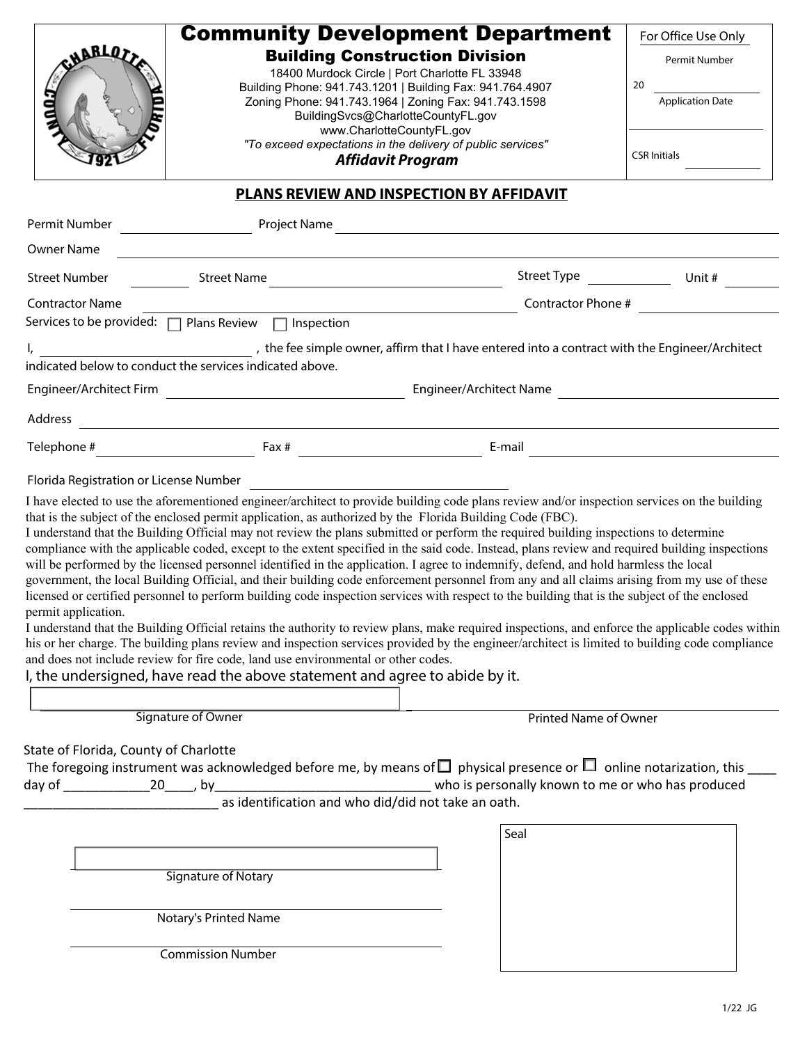# Community Development Department

## Building Construction Division

18400 Murdock Circle | Port Charlotte FL 33948
Building Phone: 941.743.1201 | Building Fax: 941.764.4907
Zoning Phone: 941.743.1964 | Zoning Fax: 941.743.1598
BuildingSvcs@CharlotteCountyFL.gov
www.CharlotteCountyFL.gov
*"To exceed expectations in the delivery of public services"*
***Affidavit Program***

For Office Use Only
Permit Number
20 ______________
Application Date
______________
CSR Initials ______________

## PLANS REVIEW AND INSPECTION BY AFFIDAVIT

Permit Number ______________ Project Name ______________________________

Owner Name ______________________________

Street Number ________ Street Name ______________________ Street Type __________ Unit # ________

Contractor Name ______________________________ Contractor Phone # ______________

Services to be provided: ☐ Plans Review ☐ Inspection

I, ______________________________ , the fee simple owner, affirm that I have entered into a contract with the Engineer/Architect indicated below to conduct the services indicated above.

Engineer/Architect Firm ______________________ Engineer/Architect Name ______________________

Address ______________________________

Telephone # ______________ Fax # ______________ E-mail ______________

Florida Registration or License Number ______________________

I have elected to use the aforementioned engineer/architect to provide building code plans review and/or inspection services on the building that is the subject of the enclosed permit application, as authorized by the Florida Building Code (FBC).
I understand that the Building Official may not review the plans submitted or perform the required building inspections to determine compliance with the applicable coded, except to the extent specified in the said code. Instead, plans review and required building inspections will be performed by the licensed personnel identified in the application. I agree to indemnify, defend, and hold harmless the local government, the local Building Official, and their building code enforcement personnel from any and all claims arising from my use of these licensed or certified personnel to perform building code inspection services with respect to the building that is the subject of the enclosed permit application.
I understand that the Building Official retains the authority to review plans, make required inspections, and enforce the applicable codes within his or her charge. The building plans review and inspection services provided by the engineer/architect is limited to building code compliance and does not include review for fire code, land use environmental or other codes.

I, the undersigned, have read the above statement and agree to abide by it.

______________________________ ______________________________
Signature of Owner Printed Name of Owner

State of Florida, County of Charlotte
The foregoing instrument was acknowledged before me, by means of ☐ physical presence or ☐ online notarization, this ____ day of ____________20____, by______________________________ who is personally known to me or who has produced ____________________________ as identification and who did/did not take an oath.

______________________________
Signature of Notary

______________________________
Notary's Printed Name

______________________________
Commission Number

Seal

1/22 JG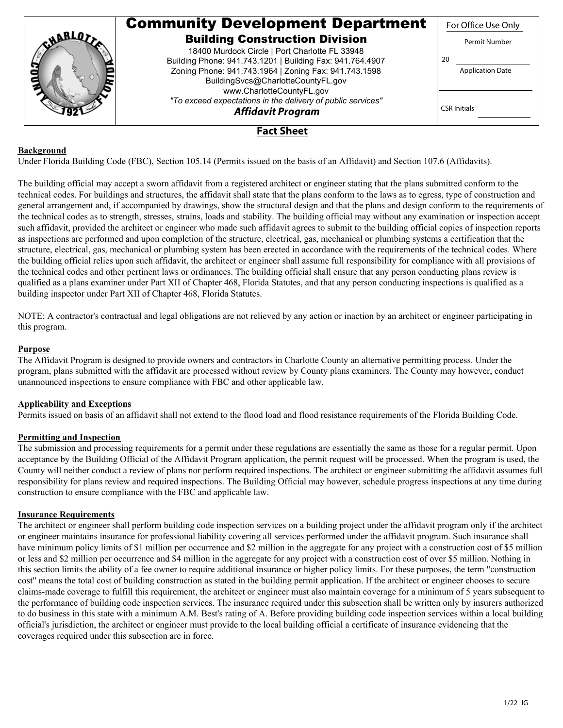# Community Development Department

## Building Construction Division

18400 Murdock Circle | Port Charlotte FL 33948
Building Phone: 941.743.1201 | Building Fax: 941.764.4907
Zoning Phone: 941.743.1964 | Zoning Fax: 941.743.1598
BuildingSvcs@CharlotteCountyFL.gov
www.CharlotteCountyFL.gov
*"To exceed expectations in the delivery of public services"*

***Affidavit Program***

| For Office Use Only |
| --- |
| Permit Number |
| 20 |
| Application Date |
| |
| CSR Initials |

## Fact Sheet

**Background**

Under Florida Building Code (FBC), Section 105.14 (Permits issued on the basis of an Affidavit) and Section 107.6 (Affidavits).

The building official may accept a sworn affidavit from a registered architect or engineer stating that the plans submitted conform to the technical codes. For buildings and structures, the affidavit shall state that the plans conform to the laws as to egress, type of construction and general arrangement and, if accompanied by drawings, show the structural design and that the plans and design conform to the requirements of the technical codes as to strength, stresses, strains, loads and stability. The building official may without any examination or inspection accept such affidavit, provided the architect or engineer who made such affidavit agrees to submit to the building official copies of inspection reports as inspections are performed and upon completion of the structure, electrical, gas, mechanical or plumbing systems a certification that the structure, electrical, gas, mechanical or plumbing system has been erected in accordance with the requirements of the technical codes. Where the building official relies upon such affidavit, the architect or engineer shall assume full responsibility for compliance with all provisions of the technical codes and other pertinent laws or ordinances. The building official shall ensure that any person conducting plans review is qualified as a plans examiner under Part XII of Chapter 468, Florida Statutes, and that any person conducting inspections is qualified as a building inspector under Part XII of Chapter 468, Florida Statutes.

NOTE: A contractor's contractual and legal obligations are not relieved by any action or inaction by an architect or engineer participating in this program.

**Purpose**

The Affidavit Program is designed to provide owners and contractors in Charlotte County an alternative permitting process. Under the program, plans submitted with the affidavit are processed without review by County plans examiners. The County may however, conduct unannounced inspections to ensure compliance with FBC and other applicable law.

**Applicability and Exceptions**

Permits issued on basis of an affidavit shall not extend to the flood load and flood resistance requirements of the Florida Building Code.

**Permitting and Inspection**

The submission and processing requirements for a permit under these regulations are essentially the same as those for a regular permit. Upon acceptance by the Building Official of the Affidavit Program application, the permit request will be processed. When the program is used, the County will neither conduct a review of plans nor perform required inspections. The architect or engineer submitting the affidavit assumes full responsibility for plans review and required inspections. The Building Official may however, schedule progress inspections at any time during construction to ensure compliance with the FBC and applicable law.

**Insurance Requirements**

The architect or engineer shall perform building code inspection services on a building project under the affidavit program only if the architect or engineer maintains insurance for professional liability covering all services performed under the affidavit program. Such insurance shall have minimum policy limits of $1 million per occurrence and $2 million in the aggregate for any project with a construction cost of $5 million or less and $2 million per occurrence and $4 million in the aggregate for any project with a construction cost of over $5 million. Nothing in this section limits the ability of a fee owner to require additional insurance or higher policy limits. For these purposes, the term "construction cost" means the total cost of building construction as stated in the building permit application. If the architect or engineer chooses to secure claims-made coverage to fulfill this requirement, the architect or engineer must also maintain coverage for a minimum of 5 years subsequent to the performance of building code inspection services. The insurance required under this subsection shall be written only by insurers authorized to do business in this state with a minimum A.M. Best's rating of A. Before providing building code inspection services within a local building official's jurisdiction, the architect or engineer must provide to the local building official a certificate of insurance evidencing that the coverages required under this subsection are in force.

1/22 JG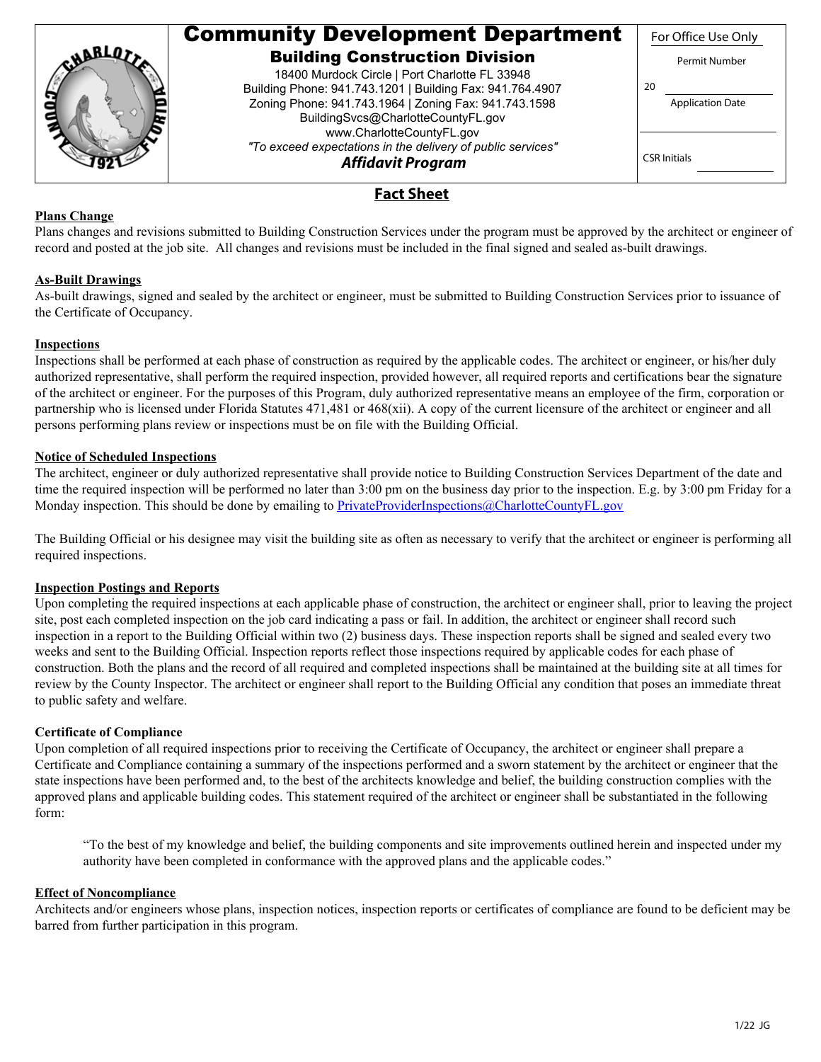# Community Development Department

## Building Construction Division

18400 Murdock Circle | Port Charlotte FL 33948
Building Phone: 941.743.1201 | Building Fax: 941.764.4907
Zoning Phone: 941.743.1964 | Zoning Fax: 941.743.1598
BuildingSvcs@CharlotteCountyFL.gov
www.CharlotteCountyFL.gov

*"To exceed expectations in the delivery of public services"*

***Affidavit Program***

For Office Use Only

Permit Number

20 ____________

Application Date

____________

CSR Initials ____________

## Fact Sheet

**Plans Change**

Plans changes and revisions submitted to Building Construction Services under the program must be approved by the architect or engineer of record and posted at the job site. All changes and revisions must be included in the final signed and sealed as-built drawings.

**As-Built Drawings**

As-built drawings, signed and sealed by the architect or engineer, must be submitted to Building Construction Services prior to issuance of the Certificate of Occupancy.

**Inspections**

Inspections shall be performed at each phase of construction as required by the applicable codes. The architect or engineer, or his/her duly authorized representative, shall perform the required inspection, provided however, all required reports and certifications bear the signature of the architect or engineer. For the purposes of this Program, duly authorized representative means an employee of the firm, corporation or partnership who is licensed under Florida Statutes 471,481 or 468(xii). A copy of the current licensure of the architect or engineer and all persons performing plans review or inspections must be on file with the Building Official.

**Notice of Scheduled Inspections**

The architect, engineer or duly authorized representative shall provide notice to Building Construction Services Department of the date and time the required inspection will be performed no later than 3:00 pm on the business day prior to the inspection. E.g. by 3:00 pm Friday for a Monday inspection. This should be done by emailing to PrivateProviderInspections@CharlotteCountyFL.gov

The Building Official or his designee may visit the building site as often as necessary to verify that the architect or engineer is performing all required inspections.

**Inspection Postings and Reports**

Upon completing the required inspections at each applicable phase of construction, the architect or engineer shall, prior to leaving the project site, post each completed inspection on the job card indicating a pass or fail. In addition, the architect or engineer shall record such inspection in a report to the Building Official within two (2) business days. These inspection reports shall be signed and sealed every two weeks and sent to the Building Official. Inspection reports reflect those inspections required by applicable codes for each phase of construction. Both the plans and the record of all required and completed inspections shall be maintained at the building site at all times for review by the County Inspector. The architect or engineer shall report to the Building Official any condition that poses an immediate threat to public safety and welfare.

**Certificate of Compliance**

Upon completion of all required inspections prior to receiving the Certificate of Occupancy, the architect or engineer shall prepare a Certificate and Compliance containing a summary of the inspections performed and a sworn statement by the architect or engineer that the state inspections have been performed and, to the best of the architects knowledge and belief, the building construction complies with the approved plans and applicable building codes. This statement required of the architect or engineer shall be substantiated in the following form:

> "To the best of my knowledge and belief, the building components and site improvements outlined herein and inspected under my authority have been completed in conformance with the approved plans and the applicable codes."

**Effect of Noncompliance**

Architects and/or engineers whose plans, inspection notices, inspection reports or certificates of compliance are found to be deficient may be barred from further participation in this program.

1/22 JG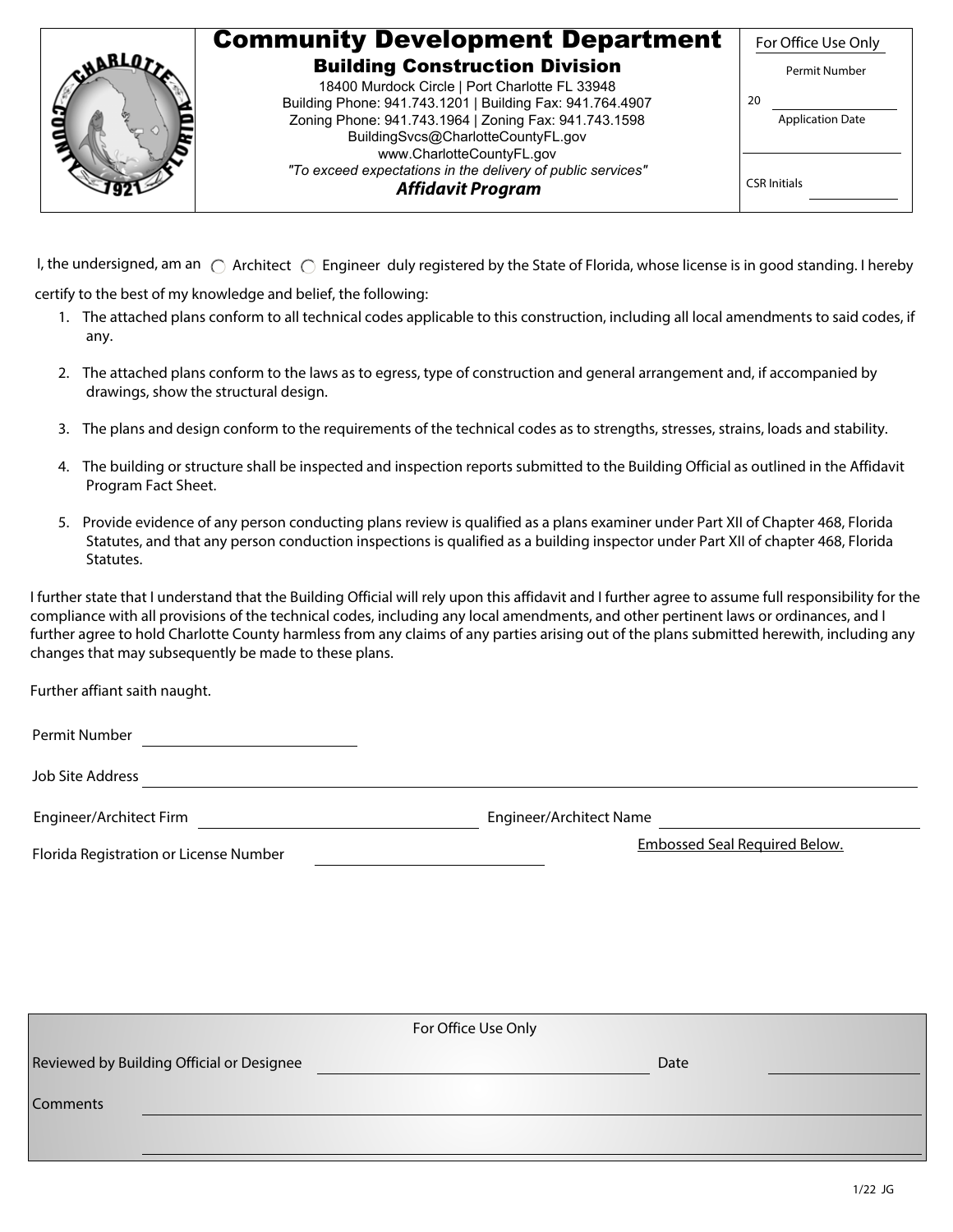# Community Development Department

## Building Construction Division

18400 Murdock Circle | Port Charlotte FL 33948
Building Phone: 941.743.1201 | Building Fax: 941.764.4907
Zoning Phone: 941.743.1964 | Zoning Fax: 941.743.1598
BuildingSvcs@CharlotteCountyFL.gov
www.CharlotteCountyFL.gov
*"To exceed expectations in the delivery of public services"*

***Affidavit Program***

For Office Use Only

Permit Number 20 ____________

Application Date ____________

CSR Initials ____________

I, the undersigned, am an ○ Architect ○ Engineer duly registered by the State of Florida, whose license is in good standing. I hereby certify to the best of my knowledge and belief, the following:

1. The attached plans conform to all technical codes applicable to this construction, including all local amendments to said codes, if any.
2. The attached plans conform to the laws as to egress, type of construction and general arrangement and, if accompanied by drawings, show the structural design.
3. The plans and design conform to the requirements of the technical codes as to strengths, stresses, strains, loads and stability.
4. The building or structure shall be inspected and inspection reports submitted to the Building Official as outlined in the Affidavit Program Fact Sheet.
5. Provide evidence of any person conducting plans review is qualified as a plans examiner under Part XII of Chapter 468, Florida Statutes, and that any person conduction inspections is qualified as a building inspector under Part XII of chapter 468, Florida Statutes.

I further state that I understand that the Building Official will rely upon this affidavit and I further agree to assume full responsibility for the compliance with all provisions of the technical codes, including any local amendments, and other pertinent laws or ordinances, and I further agree to hold Charlotte County harmless from any claims of any parties arising out of the plans submitted herewith, including any changes that may subsequently be made to these plans.

Further affiant saith naught.

Permit Number ____________

Job Site Address ____________

Engineer/Architect Firm ____________ Engineer/Architect Name ____________

Florida Registration or License Number ____________

Embossed Seal Required Below.

For Office Use Only

Reviewed by Building Official or Designee ____________ Date ____________

Comments ____________

1/22 JG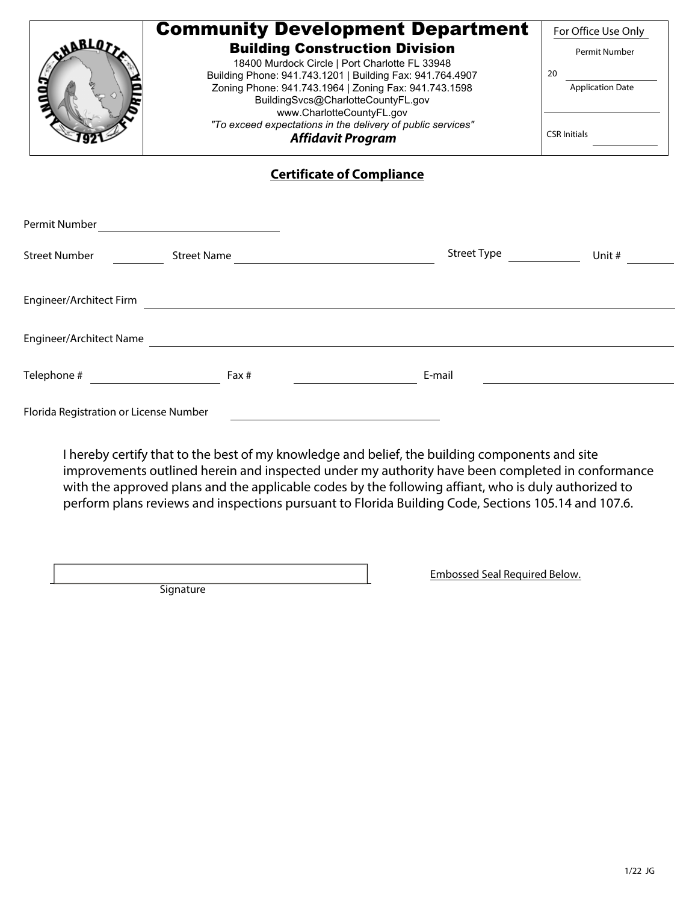# Community Development Department

**Building Construction Division**

18400 Murdock Circle | Port Charlotte FL 33948
Building Phone: 941.743.1201 | Building Fax: 941.764.4907
Zoning Phone: 941.743.1964 | Zoning Fax: 941.743.1598
BuildingSvcs@CharlotteCountyFL.gov
www.CharlotteCountyFL.gov

*"To exceed expectations in the delivery of public services"*

***Affidavit Program***

For Office Use Only

Permit Number

20 ______________

Application Date ______________

CSR Initials ______________

## Certificate of Compliance

Permit Number ______________________

Street Number __________ Street Name ______________________ Street Type __________ Unit # __________

Engineer/Architect Firm ______________________________________________

Engineer/Architect Name ______________________________________________

Telephone # ______________ Fax # ______________ E-mail ______________________

Florida Registration or License Number ______________________

I hereby certify that to the best of my knowledge and belief, the building components and site improvements outlined herein and inspected under my authority have been completed in conformance with the approved plans and the applicable codes by the following affiant, who is duly authorized to perform plans reviews and inspections pursuant to Florida Building Code, Sections 105.14 and 107.6.

______________________________
Signature

Embossed Seal Required Below.

1/22 JG